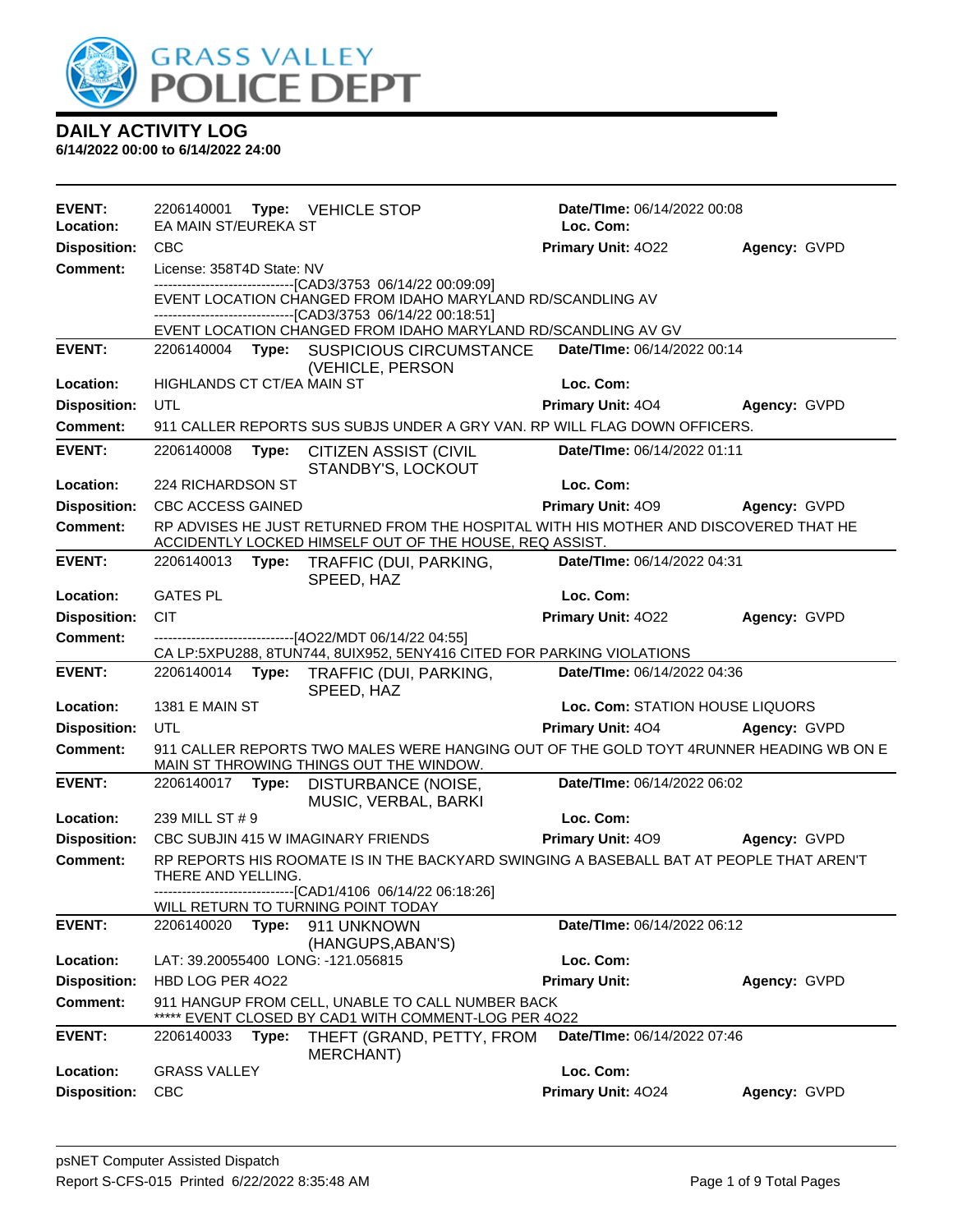GRASS VALLEY POLICE DEPT

# DAILY ACTIVITY LOG

**6/14/2022 00:00 to 6/14/2022 24:00**

---

**EVENT:** 2206140001 **Type:** VEHICLE STOP **Date/TIme:** 06/14/2022 00:08
**Location:** EA MAIN ST/EUREKA ST **Loc. Com:**
**Disposition:** CBC **Primary Unit:** 4O22 **Agency:** GVPD
**Comment:** License: 358T4D State: NV
------------------------------[CAD3/3753 06/14/22 00:09:09]
EVENT LOCATION CHANGED FROM IDAHO MARYLAND RD/SCANDLING AV
------------------------------[CAD3/3753 06/14/22 00:18:51]
EVENT LOCATION CHANGED FROM IDAHO MARYLAND RD/SCANDLING AV GV

---

**EVENT:** 2206140004 **Type:** SUSPICIOUS CIRCUMSTANCE (VEHICLE, PERSON **Date/TIme:** 06/14/2022 00:14
**Location:** HIGHLANDS CT CT/EA MAIN ST **Loc. Com:**
**Disposition:** UTL **Primary Unit:** 4O4 **Agency:** GVPD
**Comment:** 911 CALLER REPORTS SUS SUBJS UNDER A GRY VAN. RP WILL FLAG DOWN OFFICERS.

---

**EVENT:** 2206140008 **Type:** CITIZEN ASSIST (CIVIL STANDBY'S, LOCKOUT **Date/TIme:** 06/14/2022 01:11
**Location:** 224 RICHARDSON ST **Loc. Com:**
**Disposition:** CBC ACCESS GAINED **Primary Unit:** 4O9 **Agency:** GVPD
**Comment:** RP ADVISES HE JUST RETURNED FROM THE HOSPITAL WITH HIS MOTHER AND DISCOVERED THAT HE ACCIDENTLY LOCKED HIMSELF OUT OF THE HOUSE, REQ ASSIST.

---

**EVENT:** 2206140013 **Type:** TRAFFIC (DUI, PARKING, SPEED, HAZ **Date/TIme:** 06/14/2022 04:31
**Location:** GATES PL **Loc. Com:**
**Disposition:** CIT **Primary Unit:** 4O22 **Agency:** GVPD
**Comment:** ------------------------------[4O22/MDT 06/14/22 04:55]
CA LP:5XPU288, 8TUN744, 8UIX952, 5ENY416 CITED FOR PARKING VIOLATIONS

---

**EVENT:** 2206140014 **Type:** TRAFFIC (DUI, PARKING, SPEED, HAZ **Date/TIme:** 06/14/2022 04:36
**Location:** 1381 E MAIN ST **Loc. Com:** STATION HOUSE LIQUORS
**Disposition:** UTL **Primary Unit:** 4O4 **Agency:** GVPD
**Comment:** 911 CALLER REPORTS TWO MALES WERE HANGING OUT OF THE GOLD TOYT 4RUNNER HEADING WB ON E MAIN ST THROWING THINGS OUT THE WINDOW.

---

**EVENT:** 2206140017 **Type:** DISTURBANCE (NOISE, MUSIC, VERBAL, BARKI **Date/TIme:** 06/14/2022 06:02
**Location:** 239 MILL ST # 9 **Loc. Com:**
**Disposition:** CBC SUBJIN 415 W IMAGINARY FRIENDS **Primary Unit:** 4O9 **Agency:** GVPD
**Comment:** RP REPORTS HIS ROOMATE IS IN THE BACKYARD SWINGING A BASEBALL BAT AT PEOPLE THAT AREN'T THERE AND YELLING.
------------------------------[CAD1/4106 06/14/22 06:18:26]
WILL RETURN TO TURNING POINT TODAY

---

**EVENT:** 2206140020 **Type:** 911 UNKNOWN (HANGUPS,ABAN'S) **Date/TIme:** 06/14/2022 06:12
**Location:** LAT: 39.20055400 LONG: -121.056815 **Loc. Com:**
**Disposition:** HBD LOG PER 4O22 **Primary Unit:** **Agency:** GVPD
**Comment:** 911 HANGUP FROM CELL, UNABLE TO CALL NUMBER BACK
***** EVENT CLOSED BY CAD1 WITH COMMENT-LOG PER 4O22

---

**EVENT:** 2206140033 **Type:** THEFT (GRAND, PETTY, FROM MERCHANT) **Date/TIme:** 06/14/2022 07:46
**Location:** GRASS VALLEY **Loc. Com:**
**Disposition:** CBC **Primary Unit:** 4O24 **Agency:** GVPD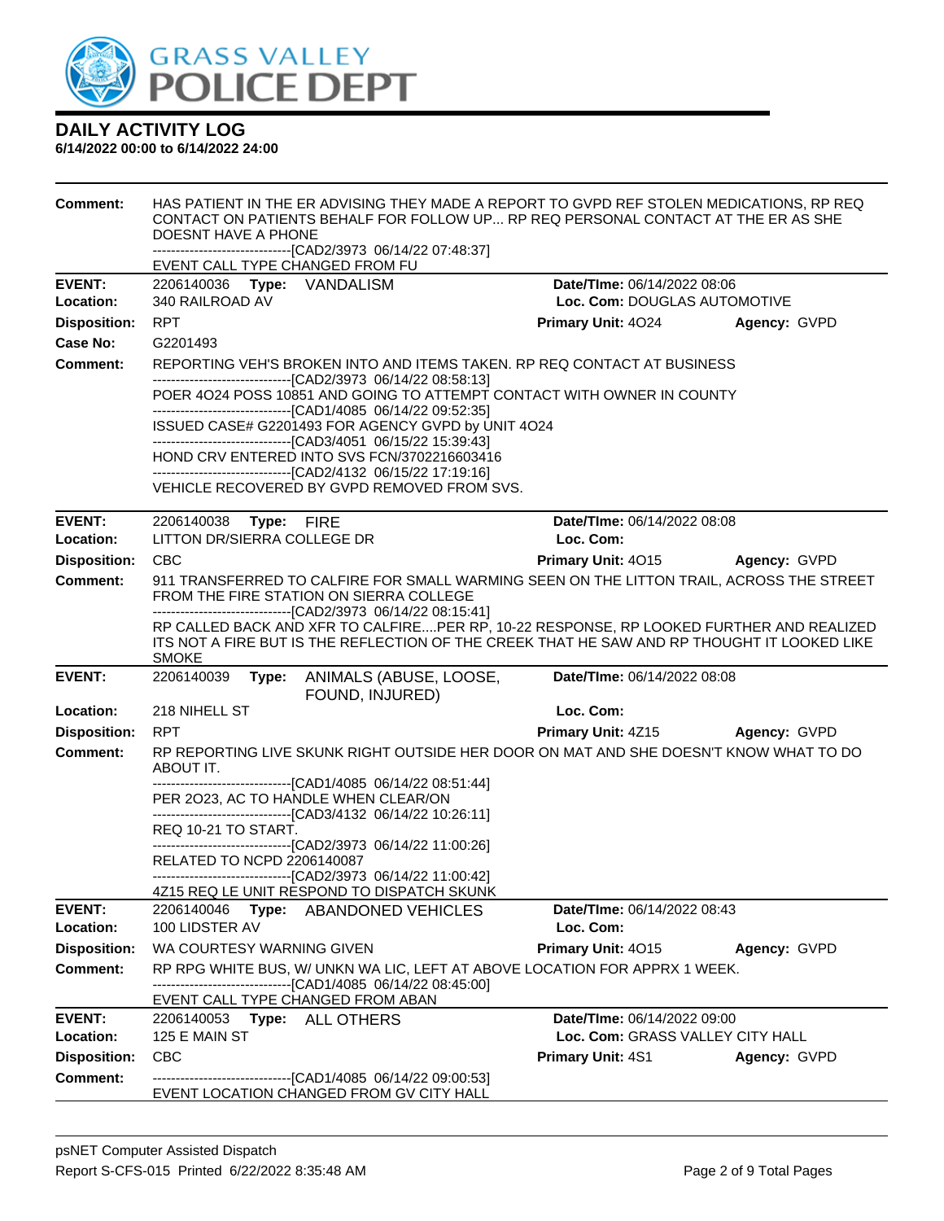# DAILY ACTIVITY LOG

**6/14/2022 00:00 to 6/14/2022 24:00**

**Comment:** HAS PATIENT IN THE ER ADVISING THEY MADE A REPORT TO GVPD REF STOLEN MEDICATIONS, RP REQ CONTACT ON PATIENTS BEHALF FOR FOLLOW UP... RP REQ PERSONAL CONTACT AT THE ER AS SHE DOESNT HAVE A PHONE
------------------------------[CAD2/3973 06/14/22 07:48:37]
EVENT CALL TYPE CHANGED FROM FU

---

| | | | |
|---|---|---|---|
| **EVENT:** | 2206140036 **Type:** VANDALISM | **Date/TIme:** 06/14/2022 08:06 | |
| **Location:** | 340 RAILROAD AV | **Loc. Com:** DOUGLAS AUTOMOTIVE | |
| **Disposition:** | RPT | **Primary Unit:** 4O24 | **Agency:** GVPD |
| **Case No:** | G2201493 | | |

**Comment:** REPORTING VEH'S BROKEN INTO AND ITEMS TAKEN. RP REQ CONTACT AT BUSINESS
------------------------------[CAD2/3973 06/14/22 08:58:13]
POER 4O24 POSS 10851 AND GOING TO ATTEMPT CONTACT WITH OWNER IN COUNTY
------------------------------[CAD1/4085 06/14/22 09:52:35]
ISSUED CASE# G2201493 FOR AGENCY GVPD by UNIT 4O24
------------------------------[CAD3/4051 06/15/22 15:39:43]
HOND CRV ENTERED INTO SVS FCN/3702216603416
------------------------------[CAD2/4132 06/15/22 17:19:16]
VEHICLE RECOVERED BY GVPD REMOVED FROM SVS.

---

| | | | |
|---|---|---|---|
| **EVENT:** | 2206140038 **Type:** FIRE | **Date/TIme:** 06/14/2022 08:08 | |
| **Location:** | LITTON DR/SIERRA COLLEGE DR | **Loc. Com:** | |
| **Disposition:** | CBC | **Primary Unit:** 4O15 | **Agency:** GVPD |

**Comment:** 911 TRANSFERRED TO CALFIRE FOR SMALL WARMING SEEN ON THE LITTON TRAIL, ACROSS THE STREET FROM THE FIRE STATION ON SIERRA COLLEGE
------------------------------[CAD2/3973 06/14/22 08:15:41]
RP CALLED BACK AND XFR TO CALFIRE....PER RP, 10-22 RESPONSE, RP LOOKED FURTHER AND REALIZED ITS NOT A FIRE BUT IS THE REFLECTION OF THE CREEK THAT HE SAW AND RP THOUGHT IT LOOKED LIKE SMOKE

---

| | | | |
|---|---|---|---|
| **EVENT:** | 2206140039 **Type:** ANIMALS (ABUSE, LOOSE, FOUND, INJURED) | **Date/TIme:** 06/14/2022 08:08 | |
| **Location:** | 218 NIHELL ST | **Loc. Com:** | |
| **Disposition:** | RPT | **Primary Unit:** 4Z15 | **Agency:** GVPD |

**Comment:** RP REPORTING LIVE SKUNK RIGHT OUTSIDE HER DOOR ON MAT AND SHE DOESN'T KNOW WHAT TO DO ABOUT IT.
------------------------------[CAD1/4085 06/14/22 08:51:44]
PER 2O23, AC TO HANDLE WHEN CLEAR/ON
------------------------------[CAD3/4132 06/14/22 10:26:11]
REQ 10-21 TO START.
------------------------------[CAD2/3973 06/14/22 11:00:26]
RELATED TO NCPD 2206140087
------------------------------[CAD2/3973 06/14/22 11:00:42]
4Z15 REQ LE UNIT RESPOND TO DISPATCH SKUNK

---

| | | | |
|---|---|---|---|
| **EVENT:** | 2206140046 **Type:** ABANDONED VEHICLES | **Date/TIme:** 06/14/2022 08:43 | |
| **Location:** | 100 LIDSTER AV | **Loc. Com:** | |
| **Disposition:** | WA COURTESY WARNING GIVEN | **Primary Unit:** 4O15 | **Agency:** GVPD |

**Comment:** RP RPG WHITE BUS, W/ UNKN WA LIC, LEFT AT ABOVE LOCATION FOR APPRX 1 WEEK.
------------------------------[CAD1/4085 06/14/22 08:45:00]
EVENT CALL TYPE CHANGED FROM ABAN

---

| | | | |
|---|---|---|---|
| **EVENT:** | 2206140053 **Type:** ALL OTHERS | **Date/TIme:** 06/14/2022 09:00 | |
| **Location:** | 125 E MAIN ST | **Loc. Com:** GRASS VALLEY CITY HALL | |
| **Disposition:** | CBC | **Primary Unit:** 4S1 | **Agency:** GVPD |

**Comment:** ------------------------------[CAD1/4085 06/14/22 09:00:53]
EVENT LOCATION CHANGED FROM GV CITY HALL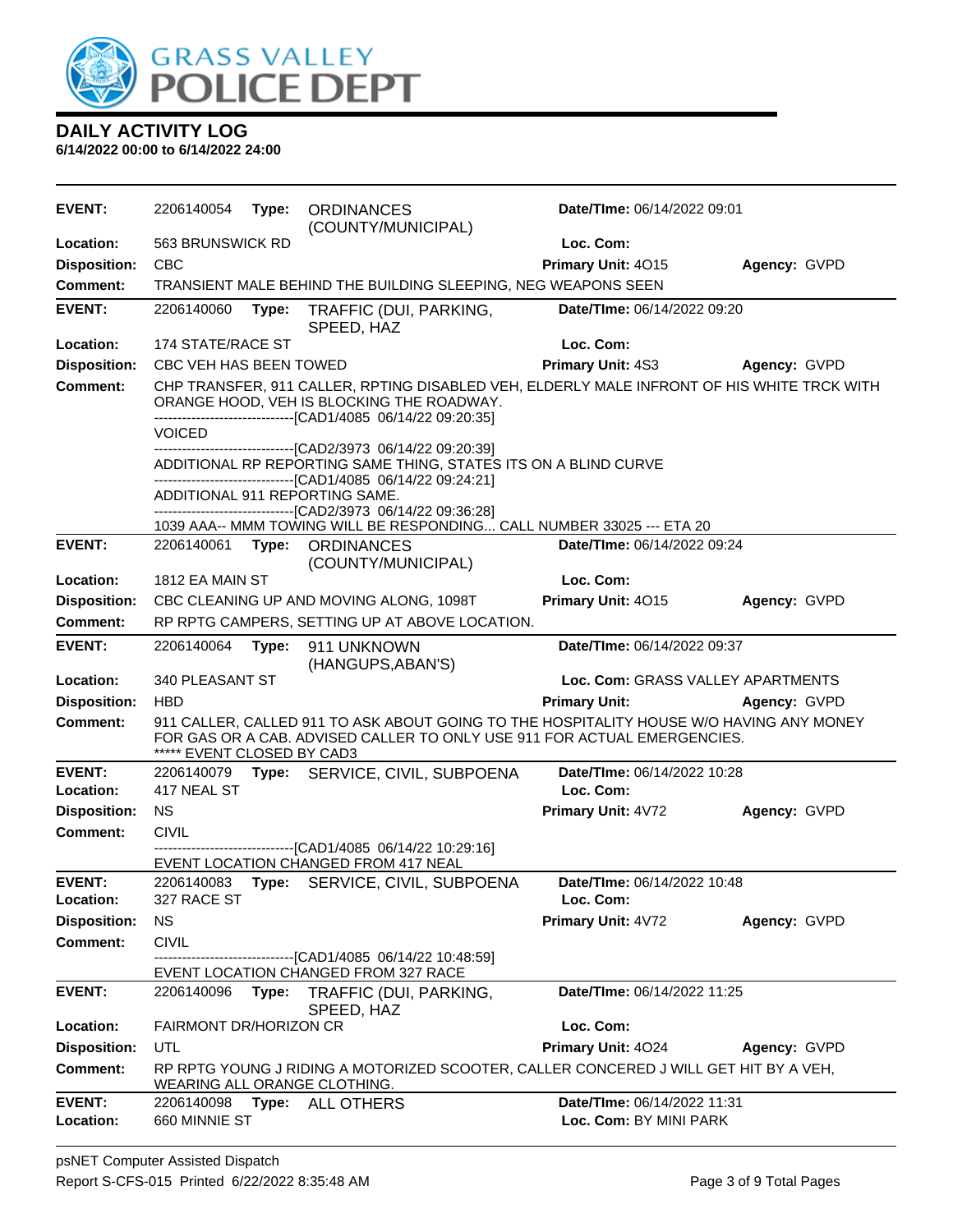# GRASS VALLEY POLICE DEPT

## DAILY ACTIVITY LOG

**6/14/2022 00:00 to 6/14/2022 24:00**

| | | | |
|---|---|---|---|
| **EVENT:** 2206140054 **Type:** ORDINANCES (COUNTY/MUNICIPAL) | | **Date/TIme:** 06/14/2022 09:01 | |
| **Location:** 563 BRUNSWICK RD | | **Loc. Com:** | |
| **Disposition:** CBC | | **Primary Unit:** 4O15 | **Agency:** GVPD |
| **Comment:** TRANSIENT MALE BEHIND THE BUILDING SLEEPING, NEG WEAPONS SEEN | | | |

| | | | |
|---|---|---|---|
| **EVENT:** 2206140060 **Type:** TRAFFIC (DUI, PARKING, SPEED, HAZ | | **Date/TIme:** 06/14/2022 09:20 | |
| **Location:** 174 STATE/RACE ST | | **Loc. Com:** | |
| **Disposition:** CBC VEH HAS BEEN TOWED | | **Primary Unit:** 4S3 | **Agency:** GVPD |

**Comment:** CHP TRANSFER, 911 CALLER, RPTING DISABLED VEH, ELDERLY MALE INFRONT OF HIS WHITE TRCK WITH ORANGE HOOD, VEH IS BLOCKING THE ROADWAY.
------------------------------[CAD1/4085 06/14/22 09:20:35]
VOICED
------------------------------[CAD2/3973 06/14/22 09:20:39]
ADDITIONAL RP REPORTING SAME THING, STATES ITS ON A BLIND CURVE
------------------------------[CAD1/4085 06/14/22 09:24:21]
ADDITIONAL 911 REPORTING SAME.
------------------------------[CAD2/3973 06/14/22 09:36:28]
1039 AAA-- MMM TOWING WILL BE RESPONDING... CALL NUMBER 33025 --- ETA 20

| | | | |
|---|---|---|---|
| **EVENT:** 2206140061 **Type:** ORDINANCES (COUNTY/MUNICIPAL) | | **Date/TIme:** 06/14/2022 09:24 | |
| **Location:** 1812 EA MAIN ST | | **Loc. Com:** | |
| **Disposition:** CBC CLEANING UP AND MOVING ALONG, 1098T | | **Primary Unit:** 4O15 | **Agency:** GVPD |
| **Comment:** RP RPTG CAMPERS, SETTING UP AT ABOVE LOCATION. | | | |

| | | | |
|---|---|---|---|
| **EVENT:** 2206140064 **Type:** 911 UNKNOWN (HANGUPS,ABAN'S) | | **Date/TIme:** 06/14/2022 09:37 | |
| **Location:** 340 PLEASANT ST | | **Loc. Com:** GRASS VALLEY APARTMENTS | |
| **Disposition:** HBD | | **Primary Unit:** | **Agency:** GVPD |

**Comment:** 911 CALLER, CALLED 911 TO ASK ABOUT GOING TO THE HOSPITALITY HOUSE W/O HAVING ANY MONEY FOR GAS OR A CAB. ADVISED CALLER TO ONLY USE 911 FOR ACTUAL EMERGENCIES.
***** EVENT CLOSED BY CAD3

| | | | |
|---|---|---|---|
| **EVENT:** 2206140079 **Type:** SERVICE, CIVIL, SUBPOENA | | **Date/TIme:** 06/14/2022 10:28 | |
| **Location:** 417 NEAL ST | | **Loc. Com:** | |
| **Disposition:** NS | | **Primary Unit:** 4V72 | **Agency:** GVPD |

**Comment:** CIVIL
------------------------------[CAD1/4085 06/14/22 10:29:16]
EVENT LOCATION CHANGED FROM 417 NEAL

| | | | |
|---|---|---|---|
| **EVENT:** 2206140083 **Type:** SERVICE, CIVIL, SUBPOENA | | **Date/TIme:** 06/14/2022 10:48 | |
| **Location:** 327 RACE ST | | **Loc. Com:** | |
| **Disposition:** NS | | **Primary Unit:** 4V72 | **Agency:** GVPD |

**Comment:** CIVIL
------------------------------[CAD1/4085 06/14/22 10:48:59]
EVENT LOCATION CHANGED FROM 327 RACE

| | | | |
|---|---|---|---|
| **EVENT:** 2206140096 **Type:** TRAFFIC (DUI, PARKING, SPEED, HAZ | | **Date/TIme:** 06/14/2022 11:25 | |
| **Location:** FAIRMONT DR/HORIZON CR | | **Loc. Com:** | |
| **Disposition:** UTL | | **Primary Unit:** 4O24 | **Agency:** GVPD |
| **Comment:** RP RPTG YOUNG J RIDING A MOTORIZED SCOOTER, CALLER CONCERED J WILL GET HIT BY A VEH, WEARING ALL ORANGE CLOTHING. | | | |

| | | | |
|---|---|---|---|
| **EVENT:** 2206140098 **Type:** ALL OTHERS | | **Date/TIme:** 06/14/2022 11:31 | |
| **Location:** 660 MINNIE ST | | **Loc. Com:** BY MINI PARK | |

psNET Computer Assisted Dispatch
Report S-CFS-015 Printed 6/22/2022 8:35:48 AM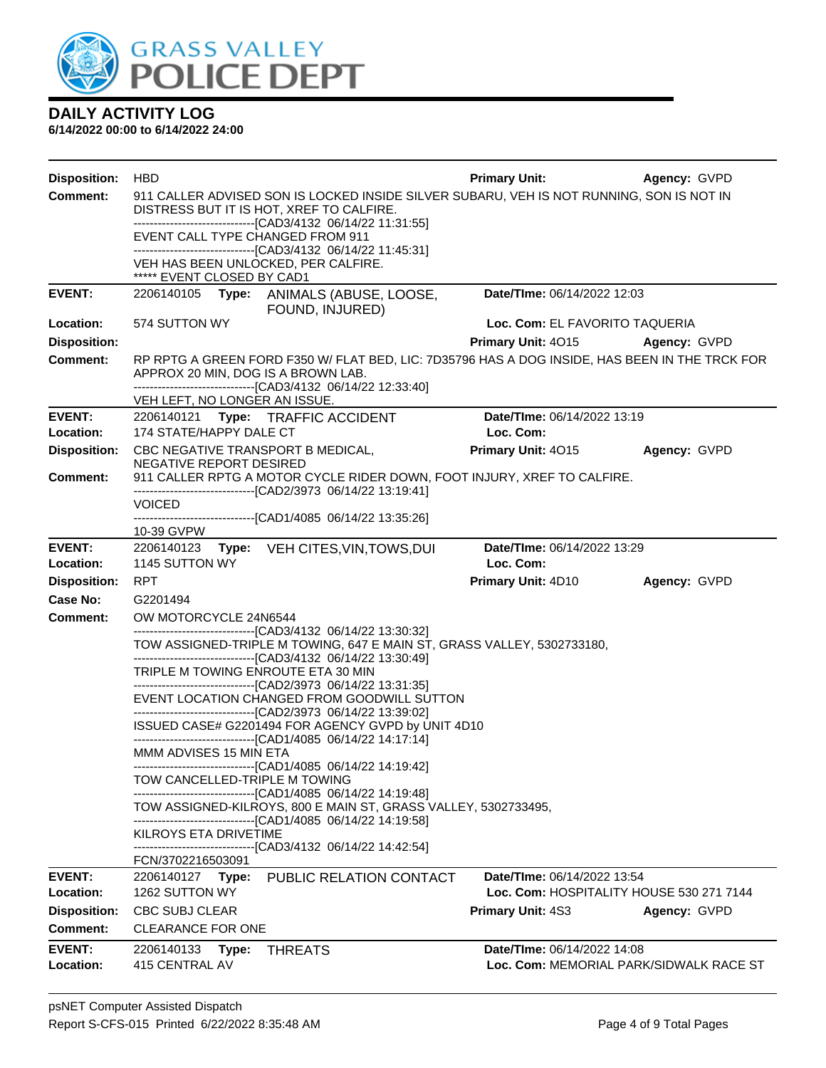# DAILY ACTIVITY LOG

**6/14/2022 00:00 to 6/14/2022 24:00**

**Disposition:** HBD  **Primary Unit:**  **Agency:** GVPD

**Comment:** 911 CALLER ADVISED SON IS LOCKED INSIDE SILVER SUBARU, VEH IS NOT RUNNING, SON IS NOT IN DISTRESS BUT IT IS HOT, XREF TO CALFIRE.
------------------------------[CAD3/4132 06/14/22 11:31:55]
EVENT CALL TYPE CHANGED FROM 911
------------------------------[CAD3/4132 06/14/22 11:45:31]
VEH HAS BEEN UNLOCKED, PER CALFIRE.
***** EVENT CLOSED BY CAD1

---

**EVENT:** 2206140105  **Type:** ANIMALS (ABUSE, LOOSE, FOUND, INJURED)  **Date/TIme:** 06/14/2022 12:03

**Location:** 574 SUTTON WY  **Loc. Com:** EL FAVORITO TAQUERIA

**Disposition:**  **Primary Unit:** 4O15  **Agency:** GVPD

**Comment:** RP RPTG A GREEN FORD F350 W/ FLAT BED, LIC: 7D35796 HAS A DOG INSIDE, HAS BEEN IN THE TRCK FOR APPROX 20 MIN, DOG IS A BROWN LAB.
------------------------------[CAD3/4132 06/14/22 12:33:40]
VEH LEFT, NO LONGER AN ISSUE.

---

**EVENT:** 2206140121  **Type:** TRAFFIC ACCIDENT  **Date/TIme:** 06/14/2022 13:19

**Location:** 174 STATE/HAPPY DALE CT  **Loc. Com:**

**Disposition:** CBC NEGATIVE TRANSPORT B MEDICAL, NEGATIVE REPORT DESIRED  **Primary Unit:** 4O15  **Agency:** GVPD

**Comment:** 911 CALLER RPTG A MOTOR CYCLE RIDER DOWN, FOOT INJURY, XREF TO CALFIRE.
------------------------------[CAD2/3973 06/14/22 13:19:41]
VOICED
------------------------------[CAD1/4085 06/14/22 13:35:26]
10-39 GVPW

---

**EVENT:** 2206140123  **Type:** VEH CITES,VIN,TOWS,DUI  **Date/TIme:** 06/14/2022 13:29

**Location:** 1145 SUTTON WY  **Loc. Com:**

**Disposition:** RPT  **Primary Unit:** 4D10  **Agency:** GVPD

**Case No:** G2201494

**Comment:** OW MOTORCYCLE 24N6544
------------------------------[CAD3/4132 06/14/22 13:30:32]
TOW ASSIGNED-TRIPLE M TOWING, 647 E MAIN ST, GRASS VALLEY, 5302733180,
------------------------------[CAD3/4132 06/14/22 13:30:49]
TRIPLE M TOWING ENROUTE ETA 30 MIN
------------------------------[CAD2/3973 06/14/22 13:31:35]
EVENT LOCATION CHANGED FROM GOODWILL SUTTON
------------------------------[CAD2/3973 06/14/22 13:39:02]
ISSUED CASE# G2201494 FOR AGENCY GVPD by UNIT 4D10
------------------------------[CAD1/4085 06/14/22 14:17:14]
MMM ADVISES 15 MIN ETA
------------------------------[CAD1/4085 06/14/22 14:19:42]
TOW CANCELLED-TRIPLE M TOWING
------------------------------[CAD1/4085 06/14/22 14:19:48]
TOW ASSIGNED-KILROYS, 800 E MAIN ST, GRASS VALLEY, 5302733495,
------------------------------[CAD1/4085 06/14/22 14:19:58]
KILROYS ETA DRIVETIME
------------------------------[CAD3/4132 06/14/22 14:42:54]
FCN/3702216503091

---

**EVENT:** 2206140127  **Type:** PUBLIC RELATION CONTACT  **Date/TIme:** 06/14/2022 13:54

**Location:** 1262 SUTTON WY  **Loc. Com:** HOSPITALITY HOUSE 530 271 7144

**Disposition:** CBC SUBJ CLEAR  **Primary Unit:** 4S3  **Agency:** GVPD

**Comment:** CLEARANCE FOR ONE

---

**EVENT:** 2206140133  **Type:** THREATS  **Date/TIme:** 06/14/2022 14:08

**Location:** 415 CENTRAL AV  **Loc. Com:** MEMORIAL PARK/SIDWALK RACE ST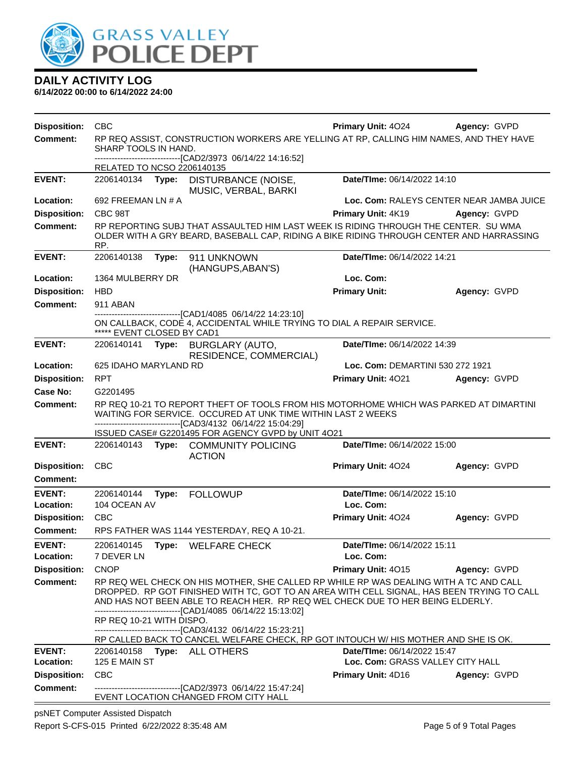# GRASS VALLEY POLICE DEPT

## DAILY ACTIVITY LOG

**6/14/2022 00:00 to 6/14/2022 24:00**

**Disposition:** CBC **Primary Unit:** 4O24 **Agency:** GVPD

**Comment:** RP REQ ASSIST, CONSTRUCTION WORKERS ARE YELLING AT RP, CALLING HIM NAMES, AND THEY HAVE SHARP TOOLS IN HAND.
------------------------------[CAD2/3973 06/14/22 14:16:52]
RELATED TO NCSO 2206140135

---

**EVENT:** 2206140134 **Type:** DISTURBANCE (NOISE, MUSIC, VERBAL, BARKI **Date/TIme:** 06/14/2022 14:10

**Location:** 692 FREEMAN LN # A **Loc. Com:** RALEYS CENTER NEAR JAMBA JUICE

**Disposition:** CBC 98T **Primary Unit:** 4K19 **Agency:** GVPD

**Comment:** RP REPORTING SUBJ THAT ASSAULTED HIM LAST WEEK IS RIDING THROUGH THE CENTER. SU WMA OLDER WITH A GRY BEARD, BASEBALL CAP, RIDING A BIKE RIDING THROUGH CENTER AND HARRASSING RP.

---

**EVENT:** 2206140138 **Type:** 911 UNKNOWN (HANGUPS,ABAN'S) **Date/TIme:** 06/14/2022 14:21

**Location:** 1364 MULBERRY DR **Loc. Com:**

**Disposition:** HBD **Primary Unit:** **Agency:** GVPD

**Comment:** 911 ABAN
------------------------------[CAD1/4085 06/14/22 14:23:10]
ON CALLBACK, CODE 4, ACCIDENTAL WHILE TRYING TO DIAL A REPAIR SERVICE.
***** EVENT CLOSED BY CAD1

---

**EVENT:** 2206140141 **Type:** BURGLARY (AUTO, RESIDENCE, COMMERCIAL) **Date/TIme:** 06/14/2022 14:39

**Location:** 625 IDAHO MARYLAND RD **Loc. Com:** DEMARTINI 530 272 1921

**Disposition:** RPT **Primary Unit:** 4O21 **Agency:** GVPD

**Case No:** G2201495

**Comment:** RP REQ 10-21 TO REPORT THEFT OF TOOLS FROM HIS MOTORHOME WHICH WAS PARKED AT DIMARTINI WAITING FOR SERVICE. OCCURED AT UNK TIME WITHIN LAST 2 WEEKS
------------------------------[CAD3/4132 06/14/22 15:04:29]
ISSUED CASE# G2201495 FOR AGENCY GVPD by UNIT 4O21

---

**EVENT:** 2206140143 **Type:** COMMUNITY POLICING ACTION **Date/TIme:** 06/14/2022 15:00

**Disposition:** CBC **Primary Unit:** 4O24 **Agency:** GVPD

**Comment:**

---

**EVENT:** 2206140144 **Type:** FOLLOWUP **Date/TIme:** 06/14/2022 15:10

**Location:** 104 OCEAN AV **Loc. Com:**

**Disposition:** CBC **Primary Unit:** 4O24 **Agency:** GVPD

**Comment:** RPS FATHER WAS 1144 YESTERDAY, REQ A 10-21.

---

**EVENT:** 2206140145 **Type:** WELFARE CHECK **Date/TIme:** 06/14/2022 15:11

**Location:** 7 DEVER LN **Loc. Com:**

**Disposition:** CNOP **Primary Unit:** 4O15 **Agency:** GVPD

**Comment:** RP REQ WEL CHECK ON HIS MOTHER, SHE CALLED RP WHILE RP WAS DEALING WITH A TC AND CALL DROPPED. RP GOT FINISHED WITH TC, GOT TO AN AREA WITH CELL SIGNAL, HAS BEEN TRYING TO CALL AND HAS NOT BEEN ABLE TO REACH HER. RP REQ WEL CHECK DUE TO HER BEING ELDERLY.
------------------------------[CAD1/4085 06/14/22 15:13:02]
RP REQ 10-21 WITH DISPO.
------------------------------[CAD3/4132 06/14/22 15:23:21]
RP CALLED BACK TO CANCEL WELFARE CHECK, RP GOT INTOUCH W/ HIS MOTHER AND SHE IS OK.

---

**EVENT:** 2206140158 **Type:** ALL OTHERS **Date/TIme:** 06/14/2022 15:47

**Location:** 125 E MAIN ST **Loc. Com:** GRASS VALLEY CITY HALL

**Disposition:** CBC **Primary Unit:** 4D16 **Agency:** GVPD

**Comment:** ------------------------------[CAD2/3973 06/14/22 15:47:24]
EVENT LOCATION CHANGED FROM CITY HALL

---

psNET Computer Assisted Dispatch
Report S-CFS-015 Printed 6/22/2022 8:35:48 AM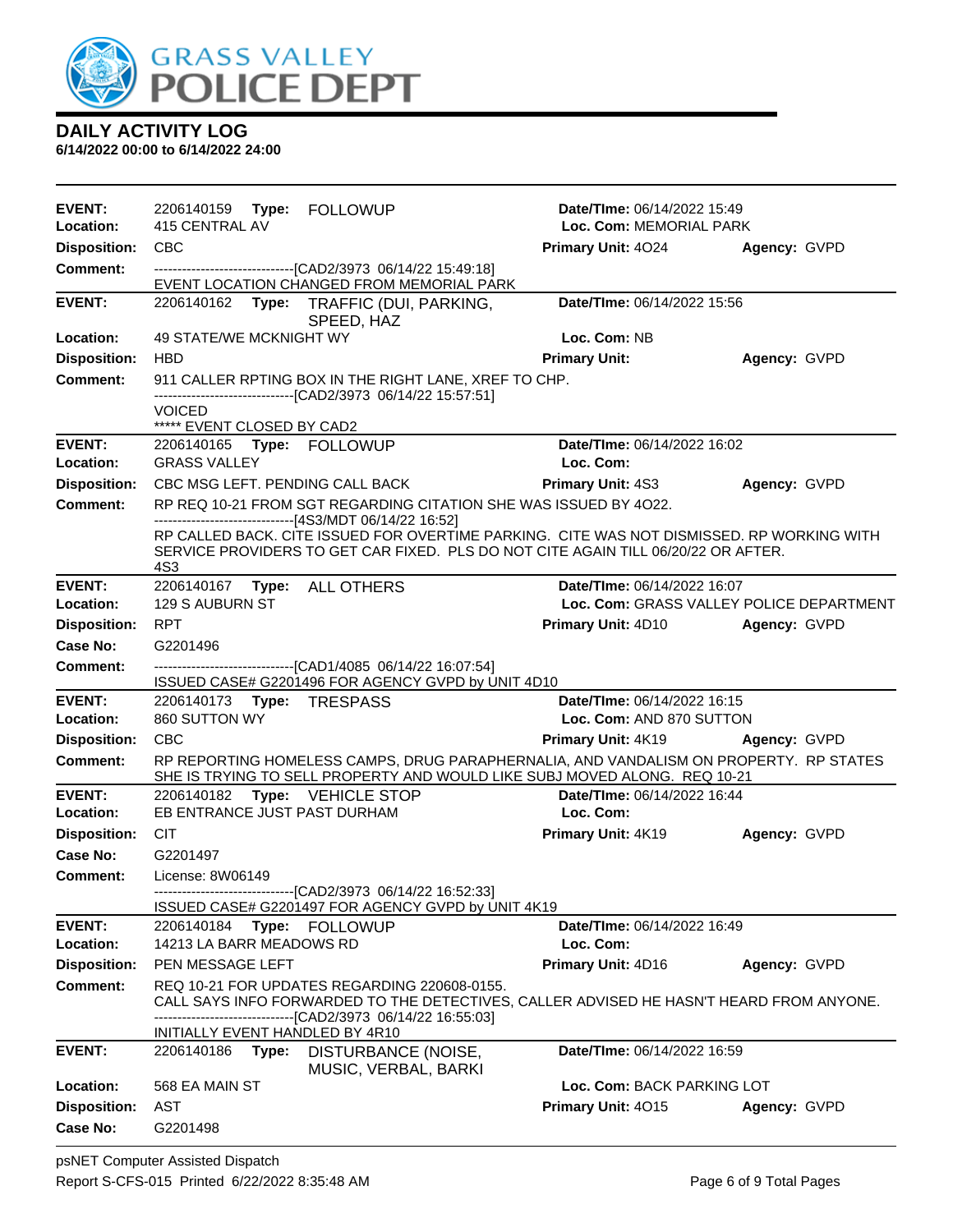# DAILY ACTIVITY LOG

**6/14/2022 00:00 to 6/14/2022 24:00**

| | | | |
|---|---|---|---|
| **EVENT:** | 2206140159 **Type:** FOLLOWUP | **Date/TIme:** 06/14/2022 15:49 | |
| **Location:** | 415 CENTRAL AV | **Loc. Com:** MEMORIAL PARK | |
| **Disposition:** | CBC | **Primary Unit:** 4O24 | **Agency:** GVPD |
| **Comment:** | ------------------------------[CAD2/3973 06/14/22 15:49:18] EVENT LOCATION CHANGED FROM MEMORIAL PARK | | |

| | | | |
|---|---|---|---|
| **EVENT:** | 2206140162 **Type:** TRAFFIC (DUI, PARKING, SPEED, HAZ | **Date/TIme:** 06/14/2022 15:56 | |
| **Location:** | 49 STATE/WE MCKNIGHT WY | **Loc. Com:** NB | |
| **Disposition:** | HBD | **Primary Unit:** | **Agency:** GVPD |
| **Comment:** | 911 CALLER RPTING BOX IN THE RIGHT LANE, XREF TO CHP. ------------------------------[CAD2/3973 06/14/22 15:57:51] VOICED ***** EVENT CLOSED BY CAD2 | | |

| | | | |
|---|---|---|---|
| **EVENT:** | 2206140165 **Type:** FOLLOWUP | **Date/TIme:** 06/14/2022 16:02 | |
| **Location:** | GRASS VALLEY | **Loc. Com:** | |
| **Disposition:** | CBC MSG LEFT. PENDING CALL BACK | **Primary Unit:** 4S3 | **Agency:** GVPD |
| **Comment:** | RP REQ 10-21 FROM SGT REGARDING CITATION SHE WAS ISSUED BY 4O22. ------------------------------[4S3/MDT 06/14/22 16:52] RP CALLED BACK. CITE ISSUED FOR OVERTIME PARKING. CITE WAS NOT DISMISSED. RP WORKING WITH SERVICE PROVIDERS TO GET CAR FIXED. PLS DO NOT CITE AGAIN TILL 06/20/22 OR AFTER. 4S3 | | |

| | | | |
|---|---|---|---|
| **EVENT:** | 2206140167 **Type:** ALL OTHERS | **Date/TIme:** 06/14/2022 16:07 | |
| **Location:** | 129 S AUBURN ST | **Loc. Com:** GRASS VALLEY POLICE DEPARTMENT | |
| **Disposition:** | RPT | **Primary Unit:** 4D10 | **Agency:** GVPD |
| **Case No:** | G2201496 | | |
| **Comment:** | ------------------------------[CAD1/4085 06/14/22 16:07:54] ISSUED CASE# G2201496 FOR AGENCY GVPD by UNIT 4D10 | | |

| | | | |
|---|---|---|---|
| **EVENT:** | 2206140173 **Type:** TRESPASS | **Date/TIme:** 06/14/2022 16:15 | |
| **Location:** | 860 SUTTON WY | **Loc. Com:** AND 870 SUTTON | |
| **Disposition:** | CBC | **Primary Unit:** 4K19 | **Agency:** GVPD |
| **Comment:** | RP REPORTING HOMELESS CAMPS, DRUG PARAPHERNALIA, AND VANDALISM ON PROPERTY. RP STATES SHE IS TRYING TO SELL PROPERTY AND WOULD LIKE SUBJ MOVED ALONG. REQ 10-21 | | |

| | | | |
|---|---|---|---|
| **EVENT:** | 2206140182 **Type:** VEHICLE STOP | **Date/TIme:** 06/14/2022 16:44 | |
| **Location:** | EB ENTRANCE JUST PAST DURHAM | **Loc. Com:** | |
| **Disposition:** | CIT | **Primary Unit:** 4K19 | **Agency:** GVPD |
| **Case No:** | G2201497 | | |
| **Comment:** | License: 8W06149 ------------------------------[CAD2/3973 06/14/22 16:52:33] ISSUED CASE# G2201497 FOR AGENCY GVPD by UNIT 4K19 | | |

| | | | |
|---|---|---|---|
| **EVENT:** | 2206140184 **Type:** FOLLOWUP | **Date/TIme:** 06/14/2022 16:49 | |
| **Location:** | 14213 LA BARR MEADOWS RD | **Loc. Com:** | |
| **Disposition:** | PEN MESSAGE LEFT | **Primary Unit:** 4D16 | **Agency:** GVPD |
| **Comment:** | REQ 10-21 FOR UPDATES REGARDING 220608-0155. CALL SAYS INFO FORWARDED TO THE DETECTIVES, CALLER ADVISED HE HASN'T HEARD FROM ANYONE. ------------------------------[CAD2/3973 06/14/22 16:55:03] INITIALLY EVENT HANDLED BY 4R10 | | |

| | | | |
|---|---|---|---|
| **EVENT:** | 2206140186 **Type:** DISTURBANCE (NOISE, MUSIC, VERBAL, BARKI | **Date/TIme:** 06/14/2022 16:59 | |
| **Location:** | 568 EA MAIN ST | **Loc. Com:** BACK PARKING LOT | |
| **Disposition:** | AST | **Primary Unit:** 4O15 | **Agency:** GVPD |
| **Case No:** | G2201498 | | |

psNET Computer Assisted Dispatch
Report S-CFS-015 Printed 6/22/2022 8:35:48 AM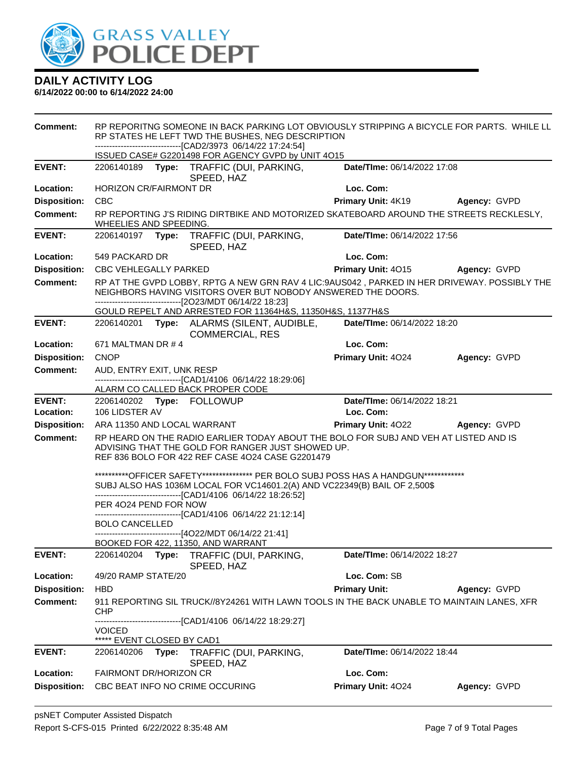# DAILY ACTIVITY LOG

**6/14/2022 00:00 to 6/14/2022 24:00**

**Comment:** RP REPORITNG SOMEONE IN BACK PARKING LOT OBVIOUSLY STRIPPING A BICYCLE FOR PARTS. WHILE LL RP STATES HE LEFT TWD THE BUSHES, NEG DESCRIPTION
------------------------------[CAD2/3973 06/14/22 17:24:54]
ISSUED CASE# G2201498 FOR AGENCY GVPD by UNIT 4O15

---

**EVENT:** 2206140189 **Type:** TRAFFIC (DUI, PARKING, SPEED, HAZ **Date/TIme:** 06/14/2022 17:08
**Location:** HORIZON CR/FAIRMONT DR **Loc. Com:**
**Disposition:** CBC **Primary Unit:** 4K19 **Agency:** GVPD
**Comment:** RP REPORTING J'S RIDING DIRTBIKE AND MOTORIZED SKATEBOARD AROUND THE STREETS RECKLESLY, WHEELIES AND SPEEDING.

---

**EVENT:** 2206140197 **Type:** TRAFFIC (DUI, PARKING, SPEED, HAZ **Date/TIme:** 06/14/2022 17:56
**Location:** 549 PACKARD DR **Loc. Com:**
**Disposition:** CBC VEHLEGALLY PARKED **Primary Unit:** 4O15 **Agency:** GVPD
**Comment:** RP AT THE GVPD LOBBY, RPTG A NEW GRN RAV 4 LIC:9AUS042 , PARKED IN HER DRIVEWAY. POSSIBLY THE NEIGHBORS HAVING VISITORS OVER BUT NOBODY ANSWERED THE DOORS.
------------------------------[2O23/MDT 06/14/22 18:23]
GOULD REPELT AND ARRESTED FOR 11364H&S, 11350H&S, 11377H&S

---

**EVENT:** 2206140201 **Type:** ALARMS (SILENT, AUDIBLE, COMMERCIAL, RES **Date/TIme:** 06/14/2022 18:20
**Location:** 671 MALTMAN DR # 4 **Loc. Com:**
**Disposition:** CNOP **Primary Unit:** 4O24 **Agency:** GVPD
**Comment:** AUD, ENTRY EXIT, UNK RESP
------------------------------[CAD1/4106 06/14/22 18:29:06]
ALARM CO CALLED BACK PROPER CODE

---

**EVENT:** 2206140202 **Type:** FOLLOWUP **Date/TIme:** 06/14/2022 18:21
**Location:** 106 LIDSTER AV **Loc. Com:**
**Disposition:** ARA 11350 AND LOCAL WARRANT **Primary Unit:** 4O22 **Agency:** GVPD
**Comment:** RP HEARD ON THE RADIO EARLIER TODAY ABOUT THE BOLO FOR SUBJ AND VEH AT LISTED AND IS ADVISING THAT THE GOLD FOR RANGER JUST SHOWED UP.
REF 836 BOLO FOR 422 REF CASE 4O24 CASE G2201479

**********OFFICER SAFETY*************** PER BOLO SUBJ POSS HAS A HANDGUN*************
SUBJ ALSO HAS 1036M LOCAL FOR VC14601.2(A) AND VC22349(B) BAIL OF 2,500$
------------------------------[CAD1/4106 06/14/22 18:26:52]
PER 4O24 PEND FOR NOW
------------------------------[CAD1/4106 06/14/22 21:12:14]
BOLO CANCELLED
------------------------------[4O22/MDT 06/14/22 21:41]
BOOKED FOR 422, 11350, AND WARRANT

---

**EVENT:** 2206140204 **Type:** TRAFFIC (DUI, PARKING, SPEED, HAZ **Date/TIme:** 06/14/2022 18:27
**Location:** 49/20 RAMP STATE/20 **Loc. Com:** SB
**Disposition:** HBD **Primary Unit:** **Agency:** GVPD
**Comment:** 911 REPORTING SIL TRUCK//8Y24261 WITH LAWN TOOLS IN THE BACK UNABLE TO MAINTAIN LANES, XFR CHP
------------------------------[CAD1/4106 06/14/22 18:29:27]
VOICED
***** EVENT CLOSED BY CAD1

---

**EVENT:** 2206140206 **Type:** TRAFFIC (DUI, PARKING, SPEED, HAZ **Date/TIme:** 06/14/2022 18:44
**Location:** FAIRMONT DR/HORIZON CR **Loc. Com:**
**Disposition:** CBC BEAT INFO NO CRIME OCCURING **Primary Unit:** 4O24 **Agency:** GVPD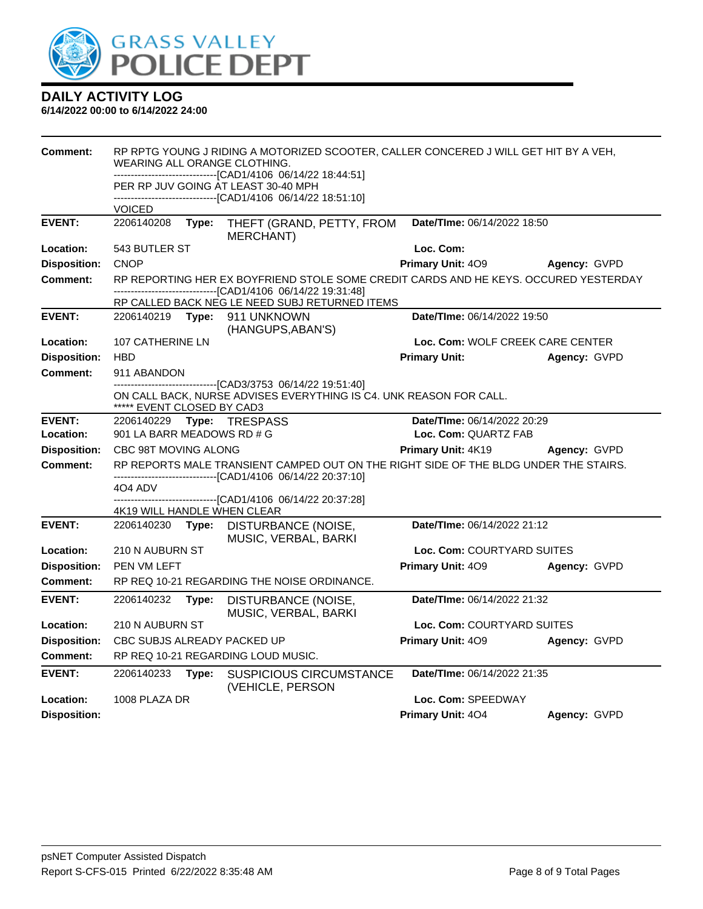**DAILY ACTIVITY LOG**
**6/14/2022 00:00 to 6/14/2022 24:00**

**Comment:** RP RPTG YOUNG J RIDING A MOTORIZED SCOOTER, CALLER CONCERED J WILL GET HIT BY A VEH, WEARING ALL ORANGE CLOTHING.
------------------------------[CAD1/4106 06/14/22 18:44:51]
PER RP JUV GOING AT LEAST 30-40 MPH
------------------------------[CAD1/4106 06/14/22 18:51:10]
VOICED

| | | | |
|---|---|---|---|
| **EVENT:** | 2206140208 **Type:** THEFT (GRAND, PETTY, FROM MERCHANT) | **Date/TIme:** 06/14/2022 18:50 | |
| **Location:** | 543 BUTLER ST | **Loc. Com:** | |
| **Disposition:** | CNOP | **Primary Unit:** 4O9 | **Agency:** GVPD |

**Comment:** RP REPORTING HER EX BOYFRIEND STOLE SOME CREDIT CARDS AND HE KEYS. OCCURED YESTERDAY
------------------------------[CAD1/4106 06/14/22 19:31:48]
RP CALLED BACK NEG LE NEED SUBJ RETURNED ITEMS

| | | | |
|---|---|---|---|
| **EVENT:** | 2206140219 **Type:** 911 UNKNOWN (HANGUPS,ABAN'S) | **Date/TIme:** 06/14/2022 19:50 | |
| **Location:** | 107 CATHERINE LN | **Loc. Com:** WOLF CREEK CARE CENTER | |
| **Disposition:** | HBD | **Primary Unit:** | **Agency:** GVPD |

**Comment:** 911 ABANDON
------------------------------[CAD3/3753 06/14/22 19:51:40]
ON CALL BACK, NURSE ADVISES EVERYTHING IS C4. UNK REASON FOR CALL.
***** EVENT CLOSED BY CAD3

| | | | |
|---|---|---|---|
| **EVENT:** | 2206140229 **Type:** TRESPASS | **Date/TIme:** 06/14/2022 20:29 | |
| **Location:** | 901 LA BARR MEADOWS RD # G | **Loc. Com:** QUARTZ FAB | |
| **Disposition:** | CBC 98T MOVING ALONG | **Primary Unit:** 4K19 | **Agency:** GVPD |

**Comment:** RP REPORTS MALE TRANSIENT CAMPED OUT ON THE RIGHT SIDE OF THE BLDG UNDER THE STAIRS.
------------------------------[CAD1/4106 06/14/22 20:37:10]
4O4 ADV
------------------------------[CAD1/4106 06/14/22 20:37:28]
4K19 WILL HANDLE WHEN CLEAR

| | | | |
|---|---|---|---|
| **EVENT:** | 2206140230 **Type:** DISTURBANCE (NOISE, MUSIC, VERBAL, BARKI | **Date/TIme:** 06/14/2022 21:12 | |
| **Location:** | 210 N AUBURN ST | **Loc. Com:** COURTYARD SUITES | |
| **Disposition:** | PEN VM LEFT | **Primary Unit:** 4O9 | **Agency:** GVPD |

**Comment:** RP REQ 10-21 REGARDING THE NOISE ORDINANCE.

| | | | |
|---|---|---|---|
| **EVENT:** | 2206140232 **Type:** DISTURBANCE (NOISE, MUSIC, VERBAL, BARKI | **Date/TIme:** 06/14/2022 21:32 | |
| **Location:** | 210 N AUBURN ST | **Loc. Com:** COURTYARD SUITES | |
| **Disposition:** | CBC SUBJS ALREADY PACKED UP | **Primary Unit:** 4O9 | **Agency:** GVPD |

**Comment:** RP REQ 10-21 REGARDING LOUD MUSIC.

| | | | |
|---|---|---|---|
| **EVENT:** | 2206140233 **Type:** SUSPICIOUS CIRCUMSTANCE (VEHICLE, PERSON | **Date/TIme:** 06/14/2022 21:35 | |
| **Location:** | 1008 PLAZA DR | **Loc. Com:** SPEEDWAY | |
| **Disposition:** | | **Primary Unit:** 4O4 | **Agency:** GVPD |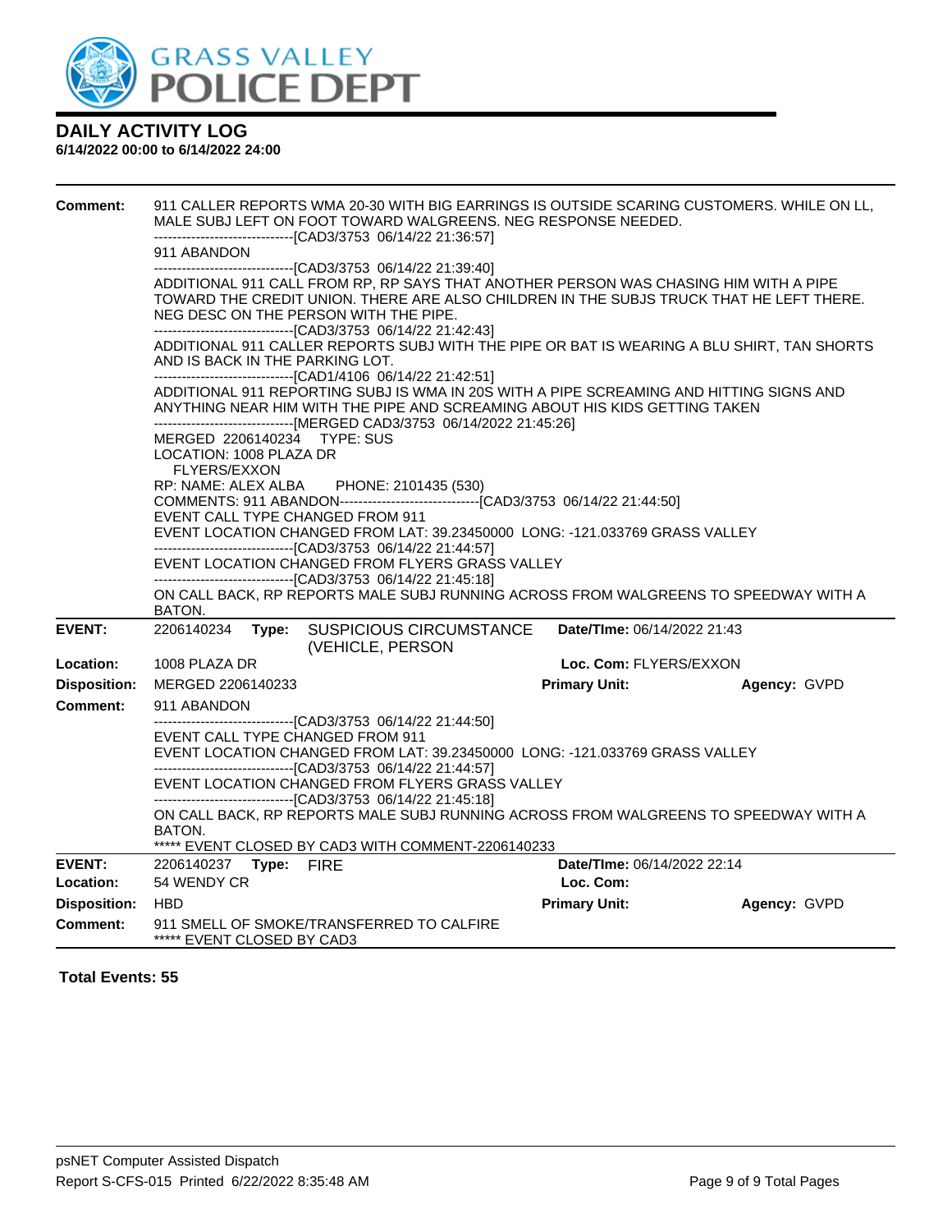**DAILY ACTIVITY LOG**
**6/14/2022 00:00 to 6/14/2022 24:00**

| | | | |
|---|---|---|---|
| **Comment:** | 911 CALLER REPORTS WMA 20-30 WITH BIG EARRINGS IS OUTSIDE SCARING CUSTOMERS. WHILE ON LL, MALE SUBJ LEFT ON FOOT TOWARD WALGREENS. NEG RESPONSE NEEDED.<br>------------------------------[CAD3/3753 06/14/22 21:36:57]<br>911 ABANDON<br>------------------------------[CAD3/3753 06/14/22 21:39:40]<br>ADDITIONAL 911 CALL FROM RP, RP SAYS THAT ANOTHER PERSON WAS CHASING HIM WITH A PIPE TOWARD THE CREDIT UNION. THERE ARE ALSO CHILDREN IN THE SUBJS TRUCK THAT HE LEFT THERE. NEG DESC ON THE PERSON WITH THE PIPE.<br>------------------------------[CAD3/3753 06/14/22 21:42:43]<br>ADDITIONAL 911 CALLER REPORTS SUBJ WITH THE PIPE OR BAT IS WEARING A BLU SHIRT, TAN SHORTS AND IS BACK IN THE PARKING LOT.<br>------------------------------[CAD1/4106 06/14/22 21:42:51]<br>ADDITIONAL 911 REPORTING SUBJ IS WMA IN 20S WITH A PIPE SCREAMING AND HITTING SIGNS AND ANYTHING NEAR HIM WITH THE PIPE AND SCREAMING ABOUT HIS KIDS GETTING TAKEN<br>------------------------------[MERGED CAD3/3753 06/14/2022 21:45:26]<br>MERGED 2206140234 TYPE: SUS<br>LOCATION: 1008 PLAZA DR<br>FLYERS/EXXON<br>RP: NAME: ALEX ALBA PHONE: 2101435 (530)<br>COMMENTS: 911 ABANDON------------------------------[CAD3/3753 06/14/22 21:44:50]<br>EVENT CALL TYPE CHANGED FROM 911<br>EVENT LOCATION CHANGED FROM LAT: 39.23450000 LONG: -121.033769 GRASS VALLEY<br>------------------------------[CAD3/3753 06/14/22 21:44:57]<br>EVENT LOCATION CHANGED FROM FLYERS GRASS VALLEY<br>------------------------------[CAD3/3753 06/14/22 21:45:18]<br>ON CALL BACK, RP REPORTS MALE SUBJ RUNNING ACROSS FROM WALGREENS TO SPEEDWAY WITH A BATON. | | |

| | | | |
|---|---|---|---|
| **EVENT:** | 2206140234 **Type:** SUSPICIOUS CIRCUMSTANCE (VEHICLE, PERSON | **Date/TIme:** 06/14/2022 21:43 | |
| **Location:** | 1008 PLAZA DR | **Loc. Com:** FLYERS/EXXON | |
| **Disposition:** | MERGED 2206140233 | **Primary Unit:** | **Agency:** GVPD |
| **Comment:** | 911 ABANDON<br>------------------------------[CAD3/3753 06/14/22 21:44:50]<br>EVENT CALL TYPE CHANGED FROM 911<br>EVENT LOCATION CHANGED FROM LAT: 39.23450000 LONG: -121.033769 GRASS VALLEY<br>------------------------------[CAD3/3753 06/14/22 21:44:57]<br>EVENT LOCATION CHANGED FROM FLYERS GRASS VALLEY<br>------------------------------[CAD3/3753 06/14/22 21:45:18]<br>ON CALL BACK, RP REPORTS MALE SUBJ RUNNING ACROSS FROM WALGREENS TO SPEEDWAY WITH A BATON.<br>***** EVENT CLOSED BY CAD3 WITH COMMENT-2206140233 | | |

| | | | |
|---|---|---|---|
| **EVENT:** | 2206140237 **Type:** FIRE | **Date/TIme:** 06/14/2022 22:14 | |
| **Location:** | 54 WENDY CR | **Loc. Com:** | |
| **Disposition:** | HBD | **Primary Unit:** | **Agency:** GVPD |
| **Comment:** | 911 SMELL OF SMOKE/TRANSFERRED TO CALFIRE<br>***** EVENT CLOSED BY CAD3 | | |

**Total Events: 55**

psNET Computer Assisted Dispatch
Report S-CFS-015 Printed 6/22/2022 8:35:48 AM